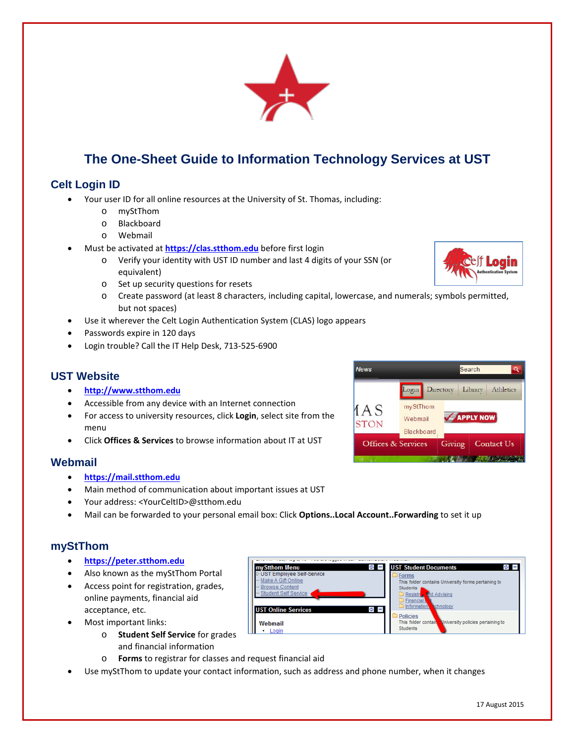# The One-Sheet Guide to Information Technology Services at UST

## Celt Login ID

- Your user ID for all online resources at the University of St. Thomas, including:
  - mySt Thom
  - Blackboard
  - Webmail
- Must be activated at **https://clas.stthom.edu** before first login
  - Verify your identity with UST ID number and last 4 digits of your SSN (or equivalent)
  - Set up security questions for resets
  - Create password (at least 8 characters, including capital, lowercase, and numerals; symbols permitted, but not spaces)
- Use it wherever the Celt Login Authentication System (CLAS) logo appears
- Passwords expire in 120 days
- Login trouble? Call the IT Help Desk, 713-525-6900

## UST Website

- **http://www.stthom.edu**
- Accessible from any device with an Internet connection
- For access to university resources, click **Login**, select site from the menu
- Click **Offices & Services** to browse information about IT at UST

## Webmail

- **https://mail.stthom.edu**
- Main method of communication about important issues at UST
- Your address: <YourCeltID>@stthom.edu
- Mail can be forwarded to your personal email box: Click **Options..Local Account..Forwarding** to set it up

## myStThom

- **https://peter.stthom.edu**
- Also known as the myStThom Portal
- Access point for registration, grades, online payments, financial aid acceptance, etc.
- Most important links:
  - **Student Self Service** for grades and financial information
  - **Forms** to registrar for classes and request financial aid
- Use myStThom to update your contact information, such as address and phone number, when it changes

17 August 2015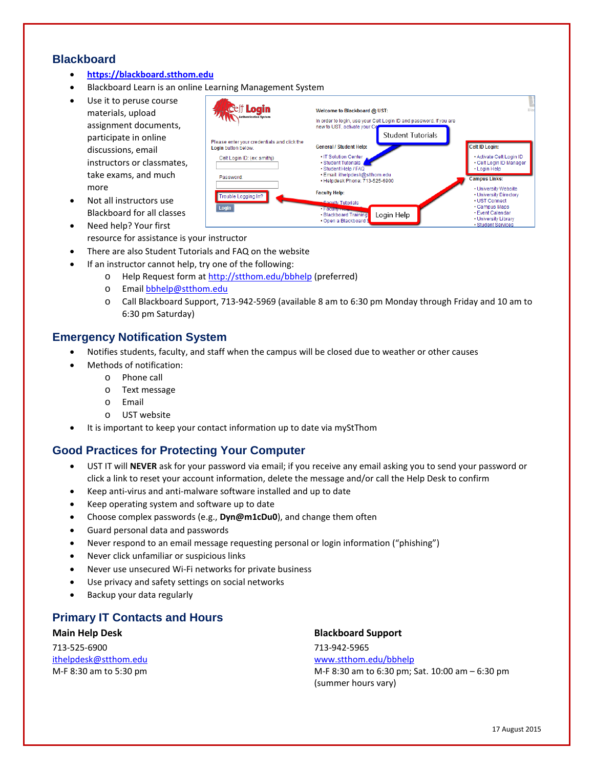## Blackboard

- https://blackboard.stthom.edu
- Blackboard Learn is an online Learning Management System
- Use it to peruse course materials, upload assignment documents, participate in online discussions, email instructors or classmates, take exams, and much more
- Not all instructors use Blackboard for all classes
- Need help? Your first resource for assistance is your instructor
- There are also Student Tutorials and FAQ on the website
- If an instructor cannot help, try one of the following:
  - Help Request form at http://stthom.edu/bbhelp (preferred)
  - Email bbhelp@stthom.edu
  - Call Blackboard Support, 713-942-5969 (available 8 am to 6:30 pm Monday through Friday and 10 am to 6:30 pm Saturday)

## Emergency Notification System

- Notifies students, faculty, and staff when the campus will be closed due to weather or other causes
- Methods of notification:
  - Phone call
  - Text message
  - Email
  - UST website
- It is important to keep your contact information up to date via myStThom

## Good Practices for Protecting Your Computer

- UST IT will **NEVER** ask for your password via email; if you receive any email asking you to send your password or click a link to reset your account information, delete the message and/or call the Help Desk to confirm
- Keep anti-virus and anti-malware software installed and up to date
- Keep operating system and software up to date
- Choose complex passwords (e.g., **Dyn@m1cDu0**), and change them often
- Guard personal data and passwords
- Never respond to an email message requesting personal or login information ("phishing")
- Never click unfamiliar or suspicious links
- Never use unsecured Wi-Fi networks for private business
- Use privacy and safety settings on social networks
- Backup your data regularly

## Primary IT Contacts and Hours

**Main Help Desk**

713-525-6900
ithelpdesk@stthom.edu
M-F 8:30 am to 5:30 pm

**Blackboard Support**

713-942-5965
www.stthom.edu/bbhelp
M-F 8:30 am to 6:30 pm; Sat. 10:00 am – 6:30 pm
(summer hours vary)

17 August 2015